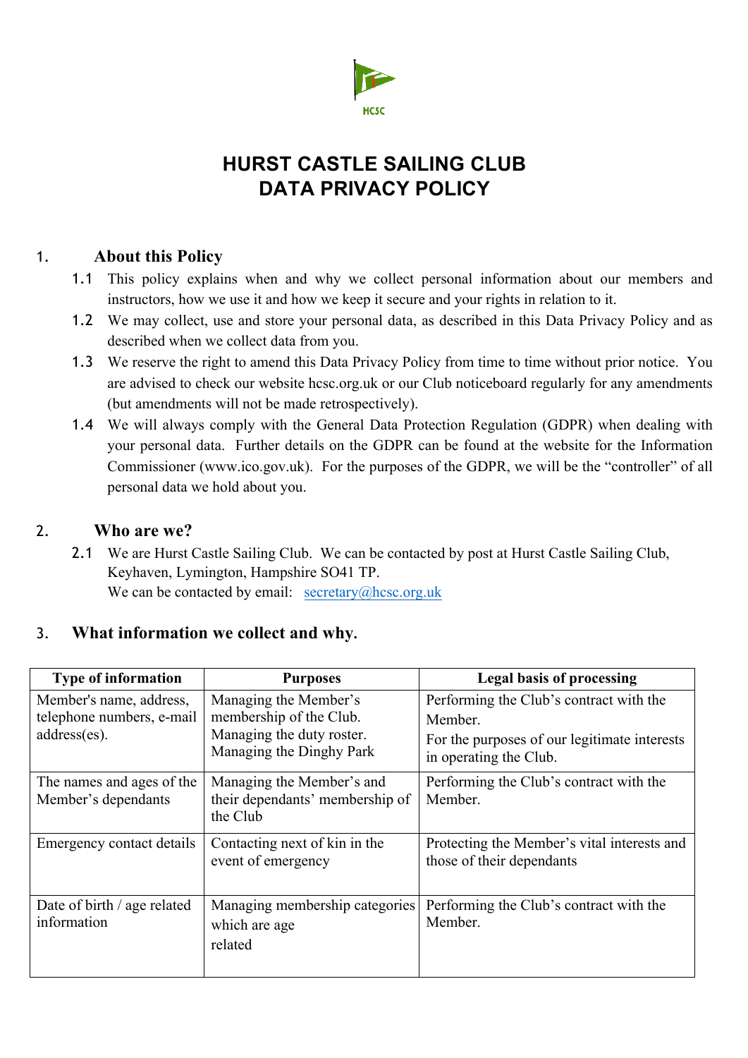HCSC

# HURST CASTLE SAILING CLUB
# DATA PRIVACY POLICY

## 1. About this Policy

1.1 This policy explains when and why we collect personal information about our members and instructors, how we use it and how we keep it secure and your rights in relation to it.

1.2 We may collect, use and store your personal data, as described in this Data Privacy Policy and as described when we collect data from you.

1.3 We reserve the right to amend this Data Privacy Policy from time to time without prior notice. You are advised to check our website hcsc.org.uk or our Club noticeboard regularly for any amendments (but amendments will not be made retrospectively).

1.4 We will always comply with the General Data Protection Regulation (GDPR) when dealing with your personal data. Further details on the GDPR can be found at the website for the Information Commissioner (www.ico.gov.uk). For the purposes of the GDPR, we will be the "controller" of all personal data we hold about you.

## 2. Who are we?

2.1 We are Hurst Castle Sailing Club. We can be contacted by post at Hurst Castle Sailing Club, Keyhaven, Lymington, Hampshire SO41 TP.
We can be contacted by email: secretary@hcsc.org.uk

## 3. What information we collect and why.

| Type of information | Purposes | Legal basis of processing |
|---|---|---|
| Member's name, address, telephone numbers, e-mail address(es). | Managing the Member's membership of the Club. Managing the duty roster. Managing the Dinghy Park | Performing the Club's contract with the Member. For the purposes of our legitimate interests in operating the Club. |
| The names and ages of the Member's dependants | Managing the Member's and their dependants' membership of the Club | Performing the Club's contract with the Member. |
| Emergency contact details | Contacting next of kin in the event of emergency | Protecting the Member's vital interests and those of their dependants |
| Date of birth / age related information | Managing membership categories which are age related | Performing the Club's contract with the Member. |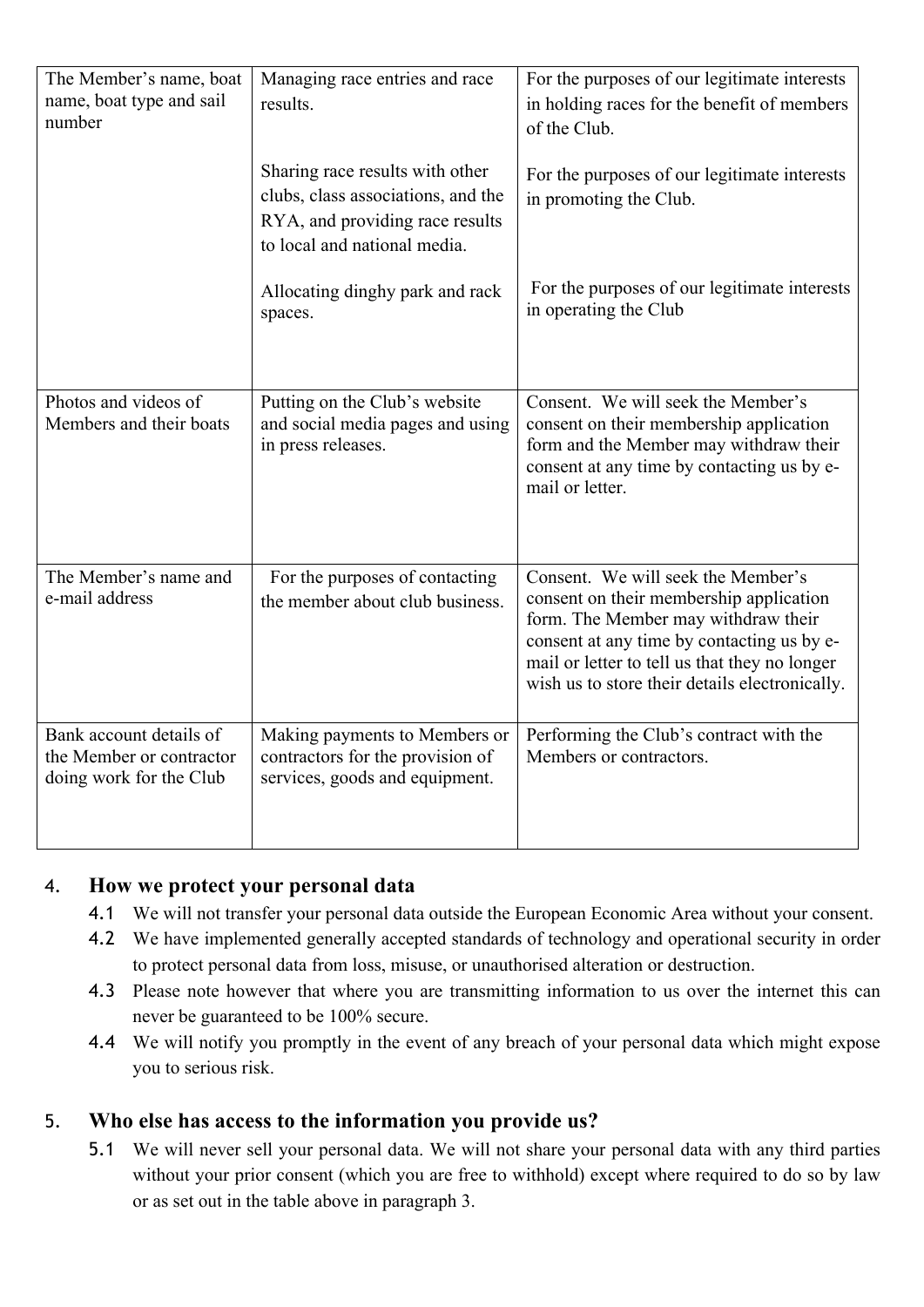| | | |
|---|---|---|
| The Member's name, boat name, boat type and sail number | Managing race entries and race results.<br><br>Sharing race results with other clubs, class associations, and the RYA, and providing race results to local and national media.<br><br>Allocating dinghy park and rack spaces. | For the purposes of our legitimate interests in holding races for the benefit of members of the Club.<br><br>For the purposes of our legitimate interests in promoting the Club.<br><br>For the purposes of our legitimate interests in operating the Club |
| Photos and videos of Members and their boats | Putting on the Club's website and social media pages and using in press releases. | Consent. We will seek the Member's consent on their membership application form and the Member may withdraw their consent at any time by contacting us by e-mail or letter. |
| The Member's name and e-mail address | For the purposes of contacting the member about club business. | Consent. We will seek the Member's consent on their membership application form. The Member may withdraw their consent at any time by contacting us by e-mail or letter to tell us that they no longer wish us to store their details electronically. |
| Bank account details of the Member or contractor doing work for the Club | Making payments to Members or contractors for the provision of services, goods and equipment. | Performing the Club's contract with the Members or contractors. |

## 4. How we protect your personal data

4.1 We will not transfer your personal data outside the European Economic Area without your consent.

4.2 We have implemented generally accepted standards of technology and operational security in order to protect personal data from loss, misuse, or unauthorised alteration or destruction.

4.3 Please note however that where you are transmitting information to us over the internet this can never be guaranteed to be 100% secure.

4.4 We will notify you promptly in the event of any breach of your personal data which might expose you to serious risk.

## 5. Who else has access to the information you provide us?

5.1 We will never sell your personal data. We will not share your personal data with any third parties without your prior consent (which you are free to withhold) except where required to do so by law or as set out in the table above in paragraph 3.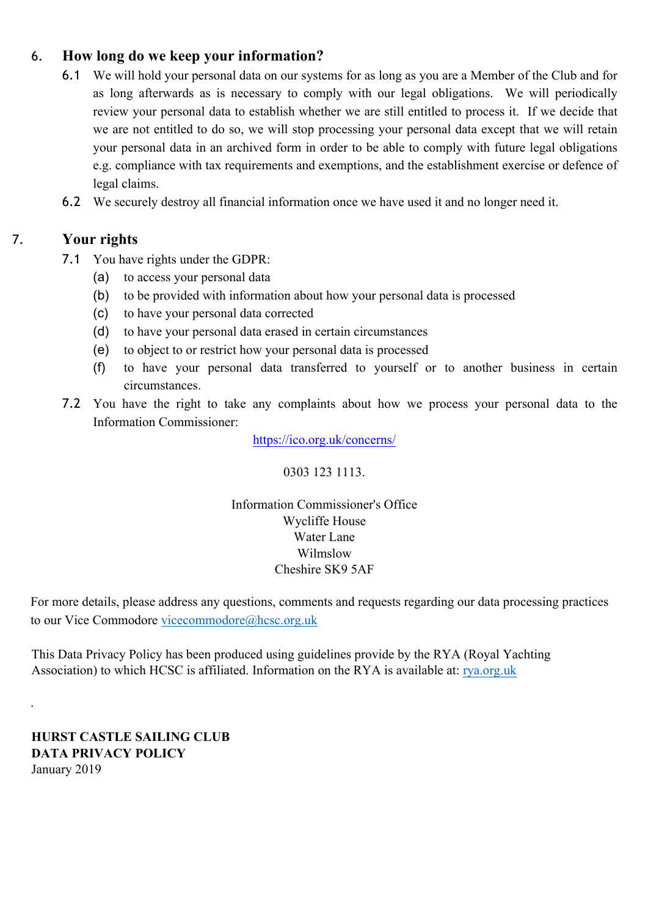## 6. How long do we keep your information?

6.1 We will hold your personal data on our systems for as long as you are a Member of the Club and for as long afterwards as is necessary to comply with our legal obligations. We will periodically review your personal data to establish whether we are still entitled to process it. If we decide that we are not entitled to do so, we will stop processing your personal data except that we will retain your personal data in an archived form in order to be able to comply with future legal obligations e.g. compliance with tax requirements and exemptions, and the establishment exercise or defence of legal claims.

6.2 We securely destroy all financial information once we have used it and no longer need it.

## 7. Your rights

7.1 You have rights under the GDPR:

(a) to access your personal data

(b) to be provided with information about how your personal data is processed

(c) to have your personal data corrected

(d) to have your personal data erased in certain circumstances

(e) to object to or restrict how your personal data is processed

(f) to have your personal data transferred to yourself or to another business in certain circumstances.

7.2 You have the right to take any complaints about how we process your personal data to the Information Commissioner:

https://ico.org.uk/concerns/

0303 123 1113.

Information Commissioner's Office
Wycliffe House
Water Lane
Wilmslow
Cheshire SK9 5AF

For more details, please address any questions, comments and requests regarding our data processing practices to our Vice Commodore vicecommodore@hcsc.org.uk

This Data Privacy Policy has been produced using guidelines provide by the RYA (Royal Yachting Association) to which HCSC is affiliated. Information on the RYA is available at: rya.org.uk

.

**HURST CASTLE SAILING CLUB**
**DATA PRIVACY POLICY**
January 2019